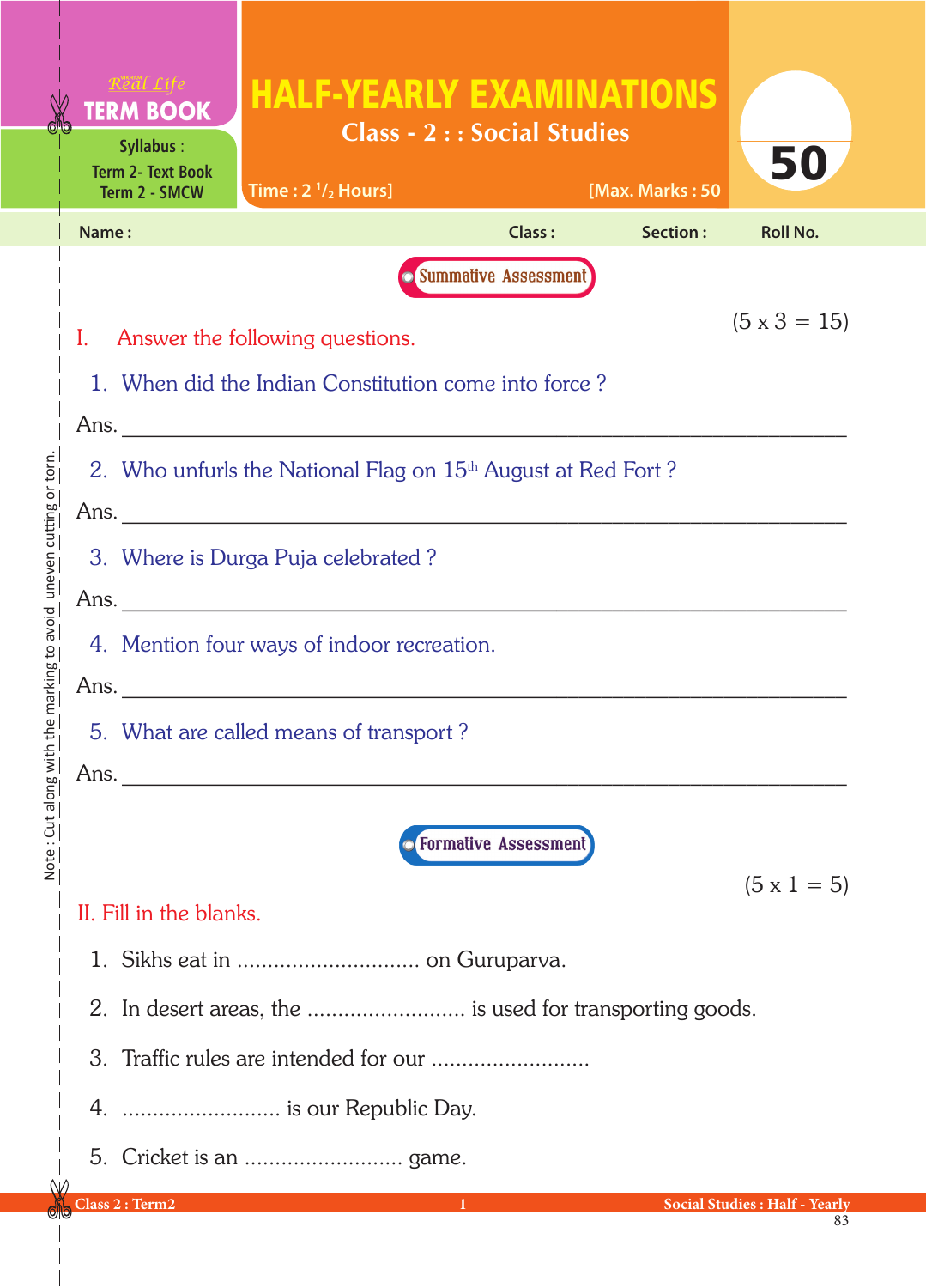Real Life **TERM BOOK**

Syllabus :
Term 2- Text Book
Term 2 - SMCW

# HALF-YEARLY EXAMINATIONS

## Class - 2 : : Social Studies

Time : 2 $^1/_2$ Hours] [Max. Marks : 50

**50**

Name : Class : Section : Roll No.

Note : Cut along with the marking to avoid uneven cutting or torn.

### Summative Assessment

(5 x 3 = 15)

**I. Answer the following questions.**

1. When did the Indian Constitution come into force ?

Ans. ____________________________________________

2. Who unfurls the National Flag on 15th August at Red Fort ?

Ans. ____________________________________________

3. Where is Durga Puja celebrated ?

Ans. ____________________________________________

4. Mention four ways of indoor recreation.

Ans. ____________________________________________

5. What are called means of transport ?

Ans. ____________________________________________

### Formative Assessment

(5 x 1 = 5)

**II. Fill in the blanks.**

1. Sikhs eat in .............................. on Guruparva.
2. In desert areas, the .......................... is used for transporting goods.
3. Traffic rules are intended for our ..........................
4. .......................... is our Republic Day.
5. Cricket is an .......................... game.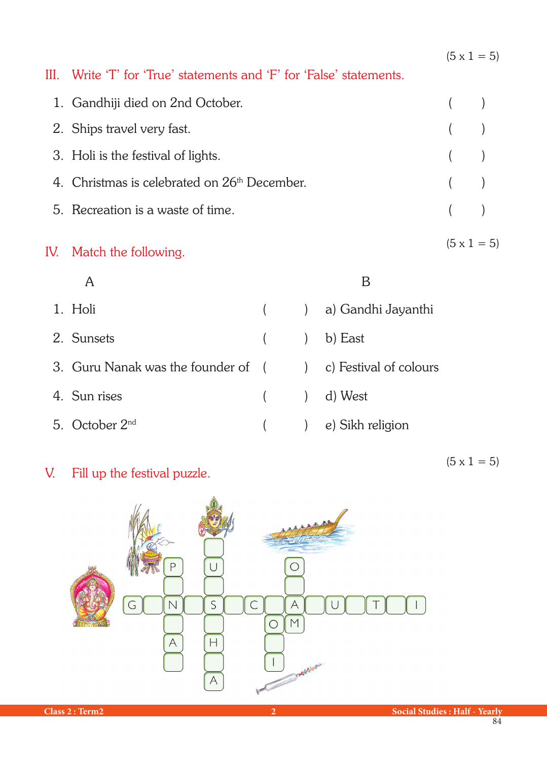(5 x 1 = 5)

## III. Write 'T' for 'True' statements and 'F' for 'False' statements.

1. Gandhiji died on 2nd October. ( )
2. Ships travel very fast. ( )
3. Holi is the festival of lights. ( )
4. Christmas is celebrated on 26th December. ( )
5. Recreation is a waste of time. ( )

(5 x 1 = 5)

## IV. Match the following.

| | A | | B |
|---|---|---|---|
| 1. | Holi | ( ) | a) Gandhi Jayanthi |
| 2. | Sunsets | ( ) | b) East |
| 3. | Guru Nanak was the founder of | ( ) | c) Festival of colours |
| 4. | Sun rises | ( ) | d) West |
| 5. | October 2nd | ( ) | e) Sikh religion |

(5 x 1 = 5)

## V. Fill up the festival puzzle.

G _ N _ S _ C _ A _ U _ T _ I

P _ N _ A _

U _ S _ H _ A

O _ A M

O _ I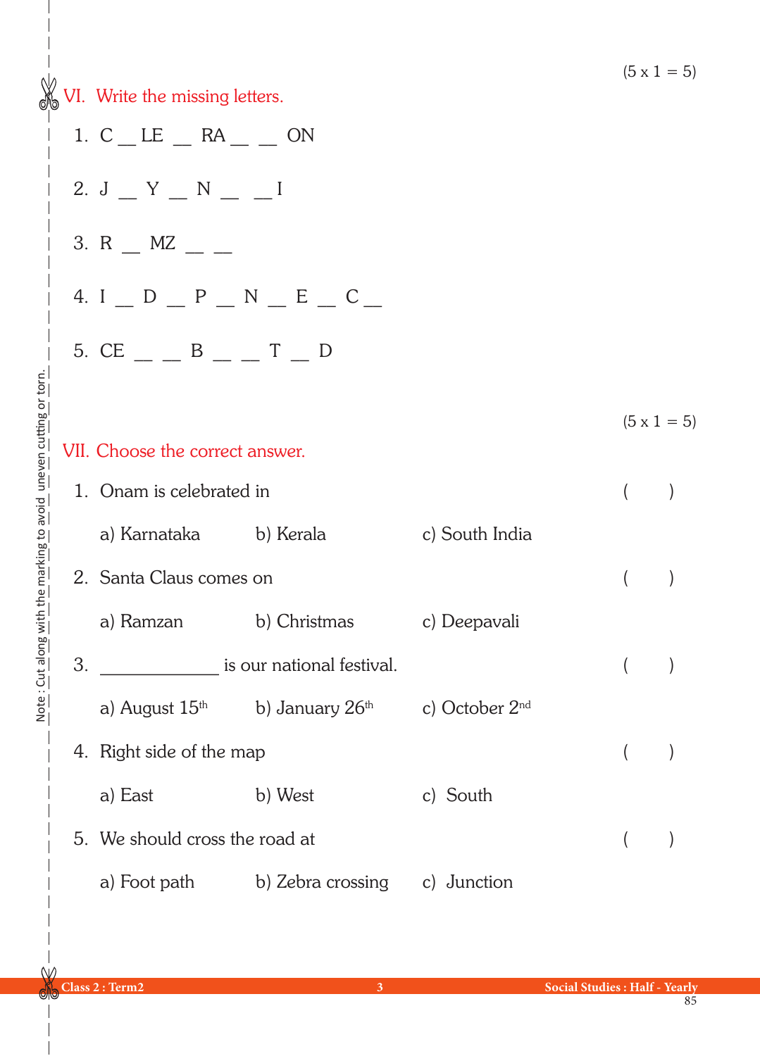(5 x 1 = 5)

## VI. Write the missing letters.

1. C __ LE __ RA __ __ ON

2. J __ Y __ N __ __ I

3. R __ MZ __ __

4. I __ D __ P __ N __ E __ C __

5. CE __ __ B __ __ T __ D

(5 x 1 = 5)

## VII. Choose the correct answer.

1. Onam is celebrated in ( )

   a) Karnataka b) Kerala c) South India

2. Santa Claus comes on ( )

   a) Ramzan b) Christmas c) Deepavali

3. ____________ is our national festival. ( )

   a) August 15th b) January 26th c) October 2nd

4. Right side of the map ( )

   a) East b) West c) South

5. We should cross the road at ( )

   a) Foot path b) Zebra crossing c) Junction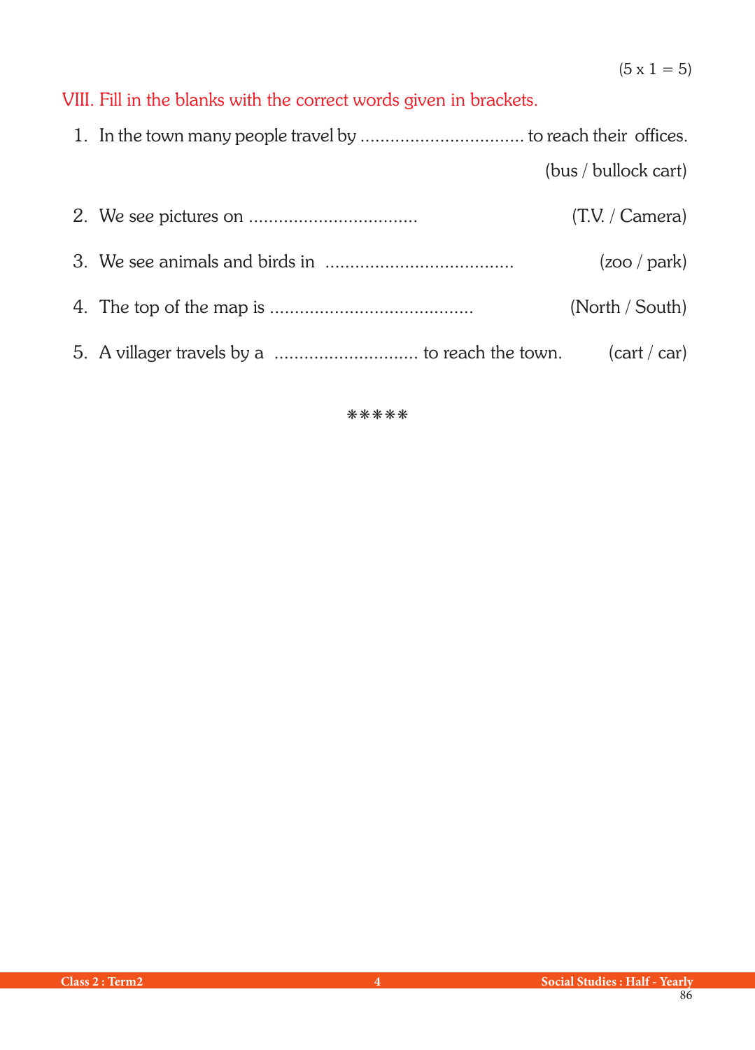(5 x 1 = 5)

## VIII. Fill in the blanks with the correct words given in brackets.

1. In the town many people travel by ................................ to reach their offices. (bus / bullock cart)
2. We see pictures on ................................. (T.V. / Camera)
3. We see animals and birds in ..................................... (zoo / park)
4. The top of the map is ........................................ (North / South)
5. A villager travels by a ............................. to reach the town. (cart / car)

*****